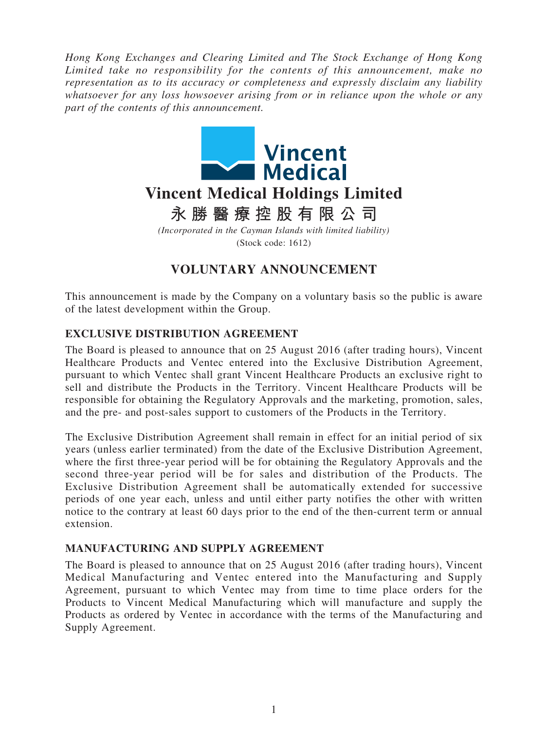*Hong Kong Exchanges and Clearing Limited and The Stock Exchange of Hong Kong Limited take no responsibility for the contents of this announcement, make no representation as to its accuracy or completeness and expressly disclaim any liability whatsoever for any loss howsoever arising from or in reliance upon the whole or any part of the contents of this announcement.*

Vincent Medical

# Vincent Medical Holdings Limited

# 永勝醫療控股有限公司

*(Incorporated in the Cayman Islands with limited liability)*
(Stock code: 1612)

## VOLUNTARY ANNOUNCEMENT

This announcement is made by the Company on a voluntary basis so the public is aware of the latest development within the Group.

### EXCLUSIVE DISTRIBUTION AGREEMENT

The Board is pleased to announce that on 25 August 2016 (after trading hours), Vincent Healthcare Products and Ventec entered into the Exclusive Distribution Agreement, pursuant to which Ventec shall grant Vincent Healthcare Products an exclusive right to sell and distribute the Products in the Territory. Vincent Healthcare Products will be responsible for obtaining the Regulatory Approvals and the marketing, promotion, sales, and the pre- and post-sales support to customers of the Products in the Territory.

The Exclusive Distribution Agreement shall remain in effect for an initial period of six years (unless earlier terminated) from the date of the Exclusive Distribution Agreement, where the first three-year period will be for obtaining the Regulatory Approvals and the second three-year period will be for sales and distribution of the Products. The Exclusive Distribution Agreement shall be automatically extended for successive periods of one year each, unless and until either party notifies the other with written notice to the contrary at least 60 days prior to the end of the then-current term or annual extension.

### MANUFACTURING AND SUPPLY AGREEMENT

The Board is pleased to announce that on 25 August 2016 (after trading hours), Vincent Medical Manufacturing and Ventec entered into the Manufacturing and Supply Agreement, pursuant to which Ventec may from time to time place orders for the Products to Vincent Medical Manufacturing which will manufacture and supply the Products as ordered by Ventec in accordance with the terms of the Manufacturing and Supply Agreement.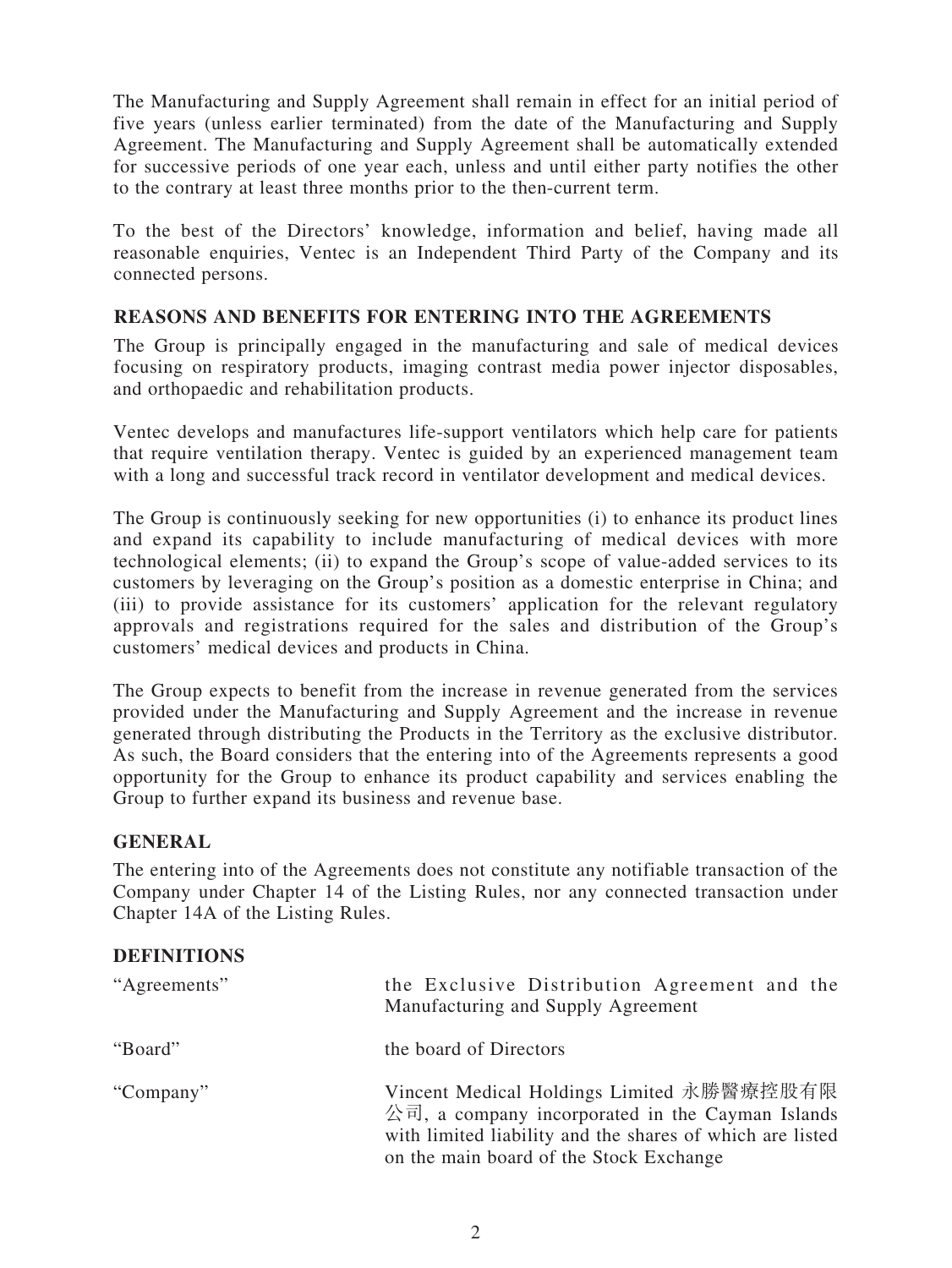The Manufacturing and Supply Agreement shall remain in effect for an initial period of five years (unless earlier terminated) from the date of the Manufacturing and Supply Agreement. The Manufacturing and Supply Agreement shall be automatically extended for successive periods of one year each, unless and until either party notifies the other to the contrary at least three months prior to the then-current term.

To the best of the Directors' knowledge, information and belief, having made all reasonable enquiries, Ventec is an Independent Third Party of the Company and its connected persons.

## REASONS AND BENEFITS FOR ENTERING INTO THE AGREEMENTS

The Group is principally engaged in the manufacturing and sale of medical devices focusing on respiratory products, imaging contrast media power injector disposables, and orthopaedic and rehabilitation products.

Ventec develops and manufactures life-support ventilators which help care for patients that require ventilation therapy. Ventec is guided by an experienced management team with a long and successful track record in ventilator development and medical devices.

The Group is continuously seeking for new opportunities (i) to enhance its product lines and expand its capability to include manufacturing of medical devices with more technological elements; (ii) to expand the Group's scope of value-added services to its customers by leveraging on the Group's position as a domestic enterprise in China; and (iii) to provide assistance for its customers' application for the relevant regulatory approvals and registrations required for the sales and distribution of the Group's customers' medical devices and products in China.

The Group expects to benefit from the increase in revenue generated from the services provided under the Manufacturing and Supply Agreement and the increase in revenue generated through distributing the Products in the Territory as the exclusive distributor. As such, the Board considers that the entering into of the Agreements represents a good opportunity for the Group to enhance its product capability and services enabling the Group to further expand its business and revenue base.

## GENERAL

The entering into of the Agreements does not constitute any notifiable transaction of the Company under Chapter 14 of the Listing Rules, nor any connected transaction under Chapter 14A of the Listing Rules.

## DEFINITIONS

| | |
|---|---|
| "Agreements" | the Exclusive Distribution Agreement and the Manufacturing and Supply Agreement |
| "Board" | the board of Directors |
| "Company" | Vincent Medical Holdings Limited 永勝醫療控股有限公司, a company incorporated in the Cayman Islands with limited liability and the shares of which are listed on the main board of the Stock Exchange |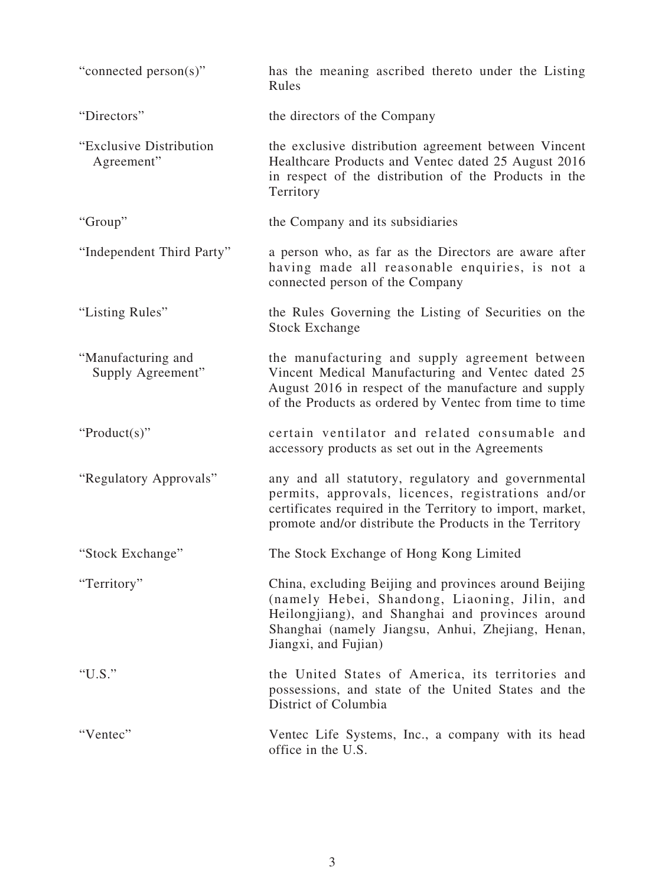| | |
|---|---|
| "connected person(s)" | has the meaning ascribed thereto under the Listing Rules |
| "Directors" | the directors of the Company |
| "Exclusive Distribution Agreement" | the exclusive distribution agreement between Vincent Healthcare Products and Ventec dated 25 August 2016 in respect of the distribution of the Products in the Territory |
| "Group" | the Company and its subsidiaries |
| "Independent Third Party" | a person who, as far as the Directors are aware after having made all reasonable enquiries, is not a connected person of the Company |
| "Listing Rules" | the Rules Governing the Listing of Securities on the Stock Exchange |
| "Manufacturing and Supply Agreement" | the manufacturing and supply agreement between Vincent Medical Manufacturing and Ventec dated 25 August 2016 in respect of the manufacture and supply of the Products as ordered by Ventec from time to time |
| "Product(s)" | certain ventilator and related consumable and accessory products as set out in the Agreements |
| "Regulatory Approvals" | any and all statutory, regulatory and governmental permits, approvals, licences, registrations and/or certificates required in the Territory to import, market, promote and/or distribute the Products in the Territory |
| "Stock Exchange" | The Stock Exchange of Hong Kong Limited |
| "Territory" | China, excluding Beijing and provinces around Beijing (namely Hebei, Shandong, Liaoning, Jilin, and Heilongjiang), and Shanghai and provinces around Shanghai (namely Jiangsu, Anhui, Zhejiang, Henan, Jiangxi, and Fujian) |
| "U.S." | the United States of America, its territories and possessions, and state of the United States and the District of Columbia |
| "Ventec" | Ventec Life Systems, Inc., a company with its head office in the U.S. |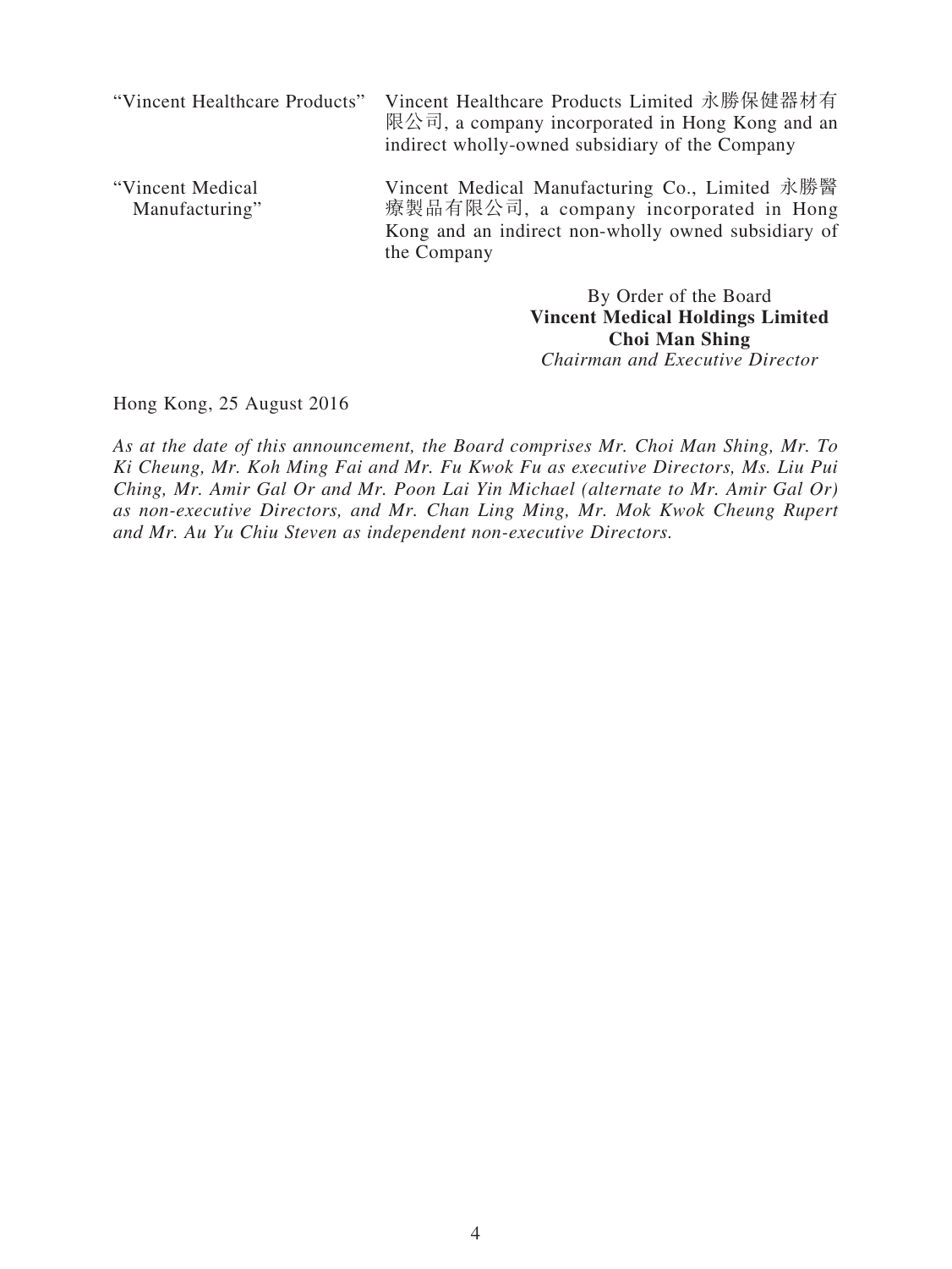| | |
|---|---|
| "Vincent Healthcare Products" | Vincent Healthcare Products Limited 永勝保健器材有限公司, a company incorporated in Hong Kong and an indirect wholly-owned subsidiary of the Company |
| "Vincent Medical Manufacturing" | Vincent Medical Manufacturing Co., Limited 永勝醫療製品有限公司, a company incorporated in Hong Kong and an indirect non-wholly owned subsidiary of the Company |

By Order of the Board
**Vincent Medical Holdings Limited**
**Choi Man Shing**
*Chairman and Executive Director*

Hong Kong, 25 August 2016

*As at the date of this announcement, the Board comprises Mr. Choi Man Shing, Mr. To Ki Cheung, Mr. Koh Ming Fai and Mr. Fu Kwok Fu as executive Directors, Ms. Liu Pui Ching, Mr. Amir Gal Or and Mr. Poon Lai Yin Michael (alternate to Mr. Amir Gal Or) as non-executive Directors, and Mr. Chan Ling Ming, Mr. Mok Kwok Cheung Rupert and Mr. Au Yu Chiu Steven as independent non-executive Directors.*